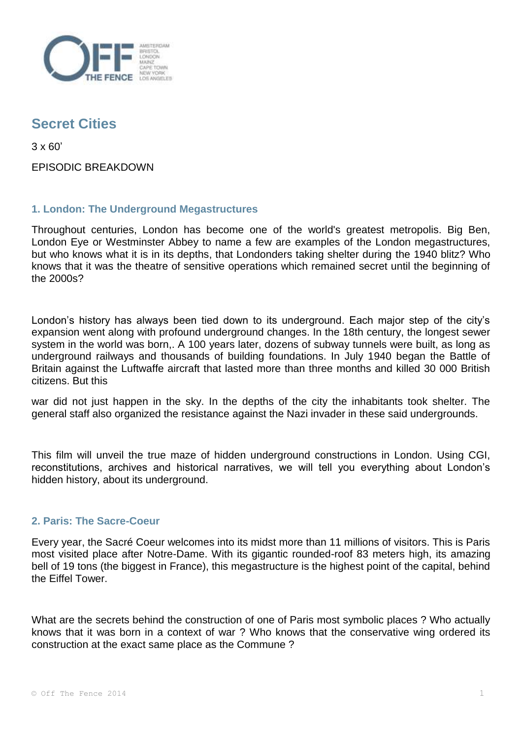# Secret Cities

3 x 60'

EPISODIC BREAKDOWN

## 1. London: The Underground Megastructures

Throughout centuries, London has become one of the world's greatest metropolis. Big Ben, London Eye or Westminster Abbey to name a few are examples of the London megastructures, but who knows what it is in its depths, that Londonders taking shelter during the 1940 blitz? Who knows that it was the theatre of sensitive operations which remained secret until the beginning of the 2000s?

London's history has always been tied down to its underground. Each major step of the city's expansion went along with profound underground changes. In the 18th century, the longest sewer system in the world was born,. A 100 years later, dozens of subway tunnels were built, as long as underground railways and thousands of building foundations. In July 1940 began the Battle of Britain against the Luftwaffe aircraft that lasted more than three months and killed 30 000 British citizens. But this

war did not just happen in the sky. In the depths of the city the inhabitants took shelter. The general staff also organized the resistance against the Nazi invader in these said undergrounds.

This film will unveil the true maze of hidden underground constructions in London. Using CGI, reconstitutions, archives and historical narratives, we will tell you everything about London's hidden history, about its underground.

## 2. Paris: The Sacre-Coeur

Every year, the Sacré Coeur welcomes into its midst more than 11 millions of visitors. This is Paris most visited place after Notre-Dame. With its gigantic rounded-roof 83 meters high, its amazing bell of 19 tons (the biggest in France), this megastructure is the highest point of the capital, behind the Eiffel Tower.

What are the secrets behind the construction of one of Paris most symbolic places ? Who actually knows that it was born in a context of war ? Who knows that the conservative wing ordered its construction at the exact same place as the Commune ?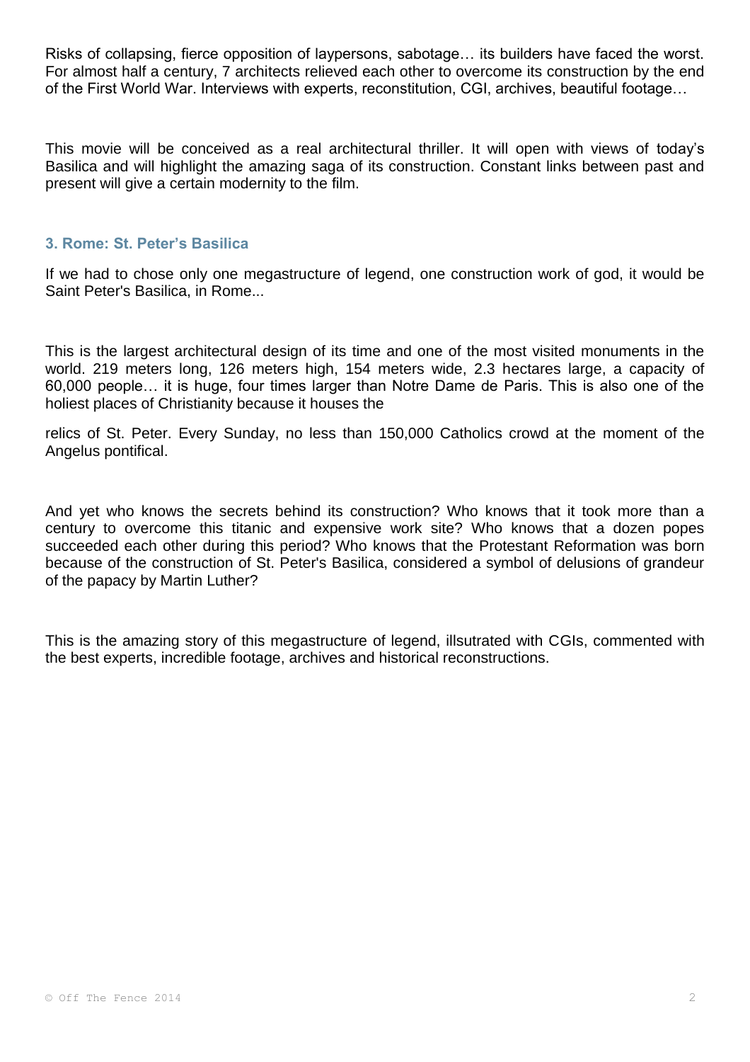Risks of collapsing, fierce opposition of laypersons, sabotage… its builders have faced the worst. For almost half a century, 7 architects relieved each other to overcome its construction by the end of the First World War. Interviews with experts, reconstitution, CGI, archives, beautiful footage…

This movie will be conceived as a real architectural thriller. It will open with views of today's Basilica and will highlight the amazing saga of its construction. Constant links between past and present will give a certain modernity to the film.

### 3. Rome: St. Peter's Basilica

If we had to chose only one megastructure of legend, one construction work of god, it would be Saint Peter's Basilica, in Rome...

This is the largest architectural design of its time and one of the most visited monuments in the world. 219 meters long, 126 meters high, 154 meters wide, 2.3 hectares large, a capacity of 60,000 people… it is huge, four times larger than Notre Dame de Paris. This is also one of the holiest places of Christianity because it houses the relics of St. Peter. Every Sunday, no less than 150,000 Catholics crowd at the moment of the Angelus pontifical.

And yet who knows the secrets behind its construction? Who knows that it took more than a century to overcome this titanic and expensive work site? Who knows that a dozen popes succeeded each other during this period? Who knows that the Protestant Reformation was born because of the construction of St. Peter's Basilica, considered a symbol of delusions of grandeur of the papacy by Martin Luther?

This is the amazing story of this megastructure of legend, illsutrated with CGIs, commented with the best experts, incredible footage, archives and historical reconstructions.